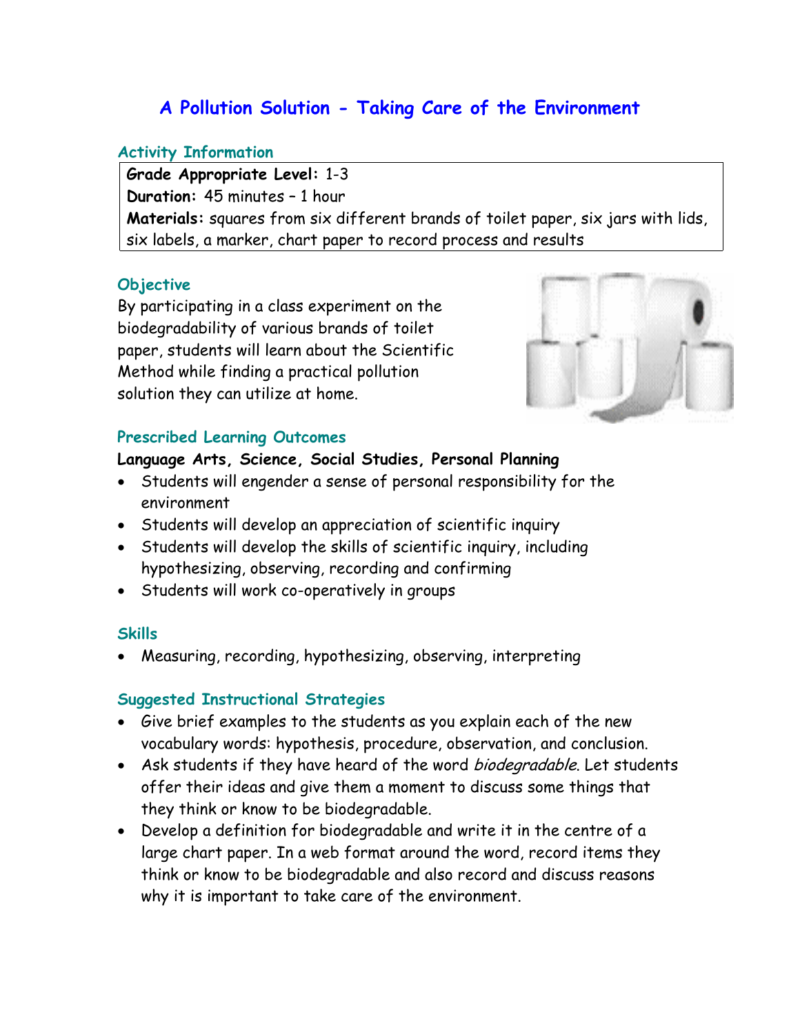# A Pollution Solution - Taking Care of the Environment

## Activity Information

**Grade Appropriate Level:** 1-3
**Duration:** 45 minutes – 1 hour
**Materials:** squares from six different brands of toilet paper, six jars with lids, six labels, a marker, chart paper to record process and results

## Objective

By participating in a class experiment on the biodegradability of various brands of toilet paper, students will learn about the Scientific Method while finding a practical pollution solution they can utilize at home.

## Prescribed Learning Outcomes

**Language Arts, Science, Social Studies, Personal Planning**

- Students will engender a sense of personal responsibility for the environment
- Students will develop an appreciation of scientific inquiry
- Students will develop the skills of scientific inquiry, including hypothesizing, observing, recording and confirming
- Students will work co-operatively in groups

## Skills

- Measuring, recording, hypothesizing, observing, interpreting

## Suggested Instructional Strategies

- Give brief examples to the students as you explain each of the new vocabulary words: hypothesis, procedure, observation, and conclusion.
- Ask students if they have heard of the word *biodegradable*. Let students offer their ideas and give them a moment to discuss some things that they think or know to be biodegradable.
- Develop a definition for biodegradable and write it in the centre of a large chart paper. In a web format around the word, record items they think or know to be biodegradable and also record and discuss reasons why it is important to take care of the environment.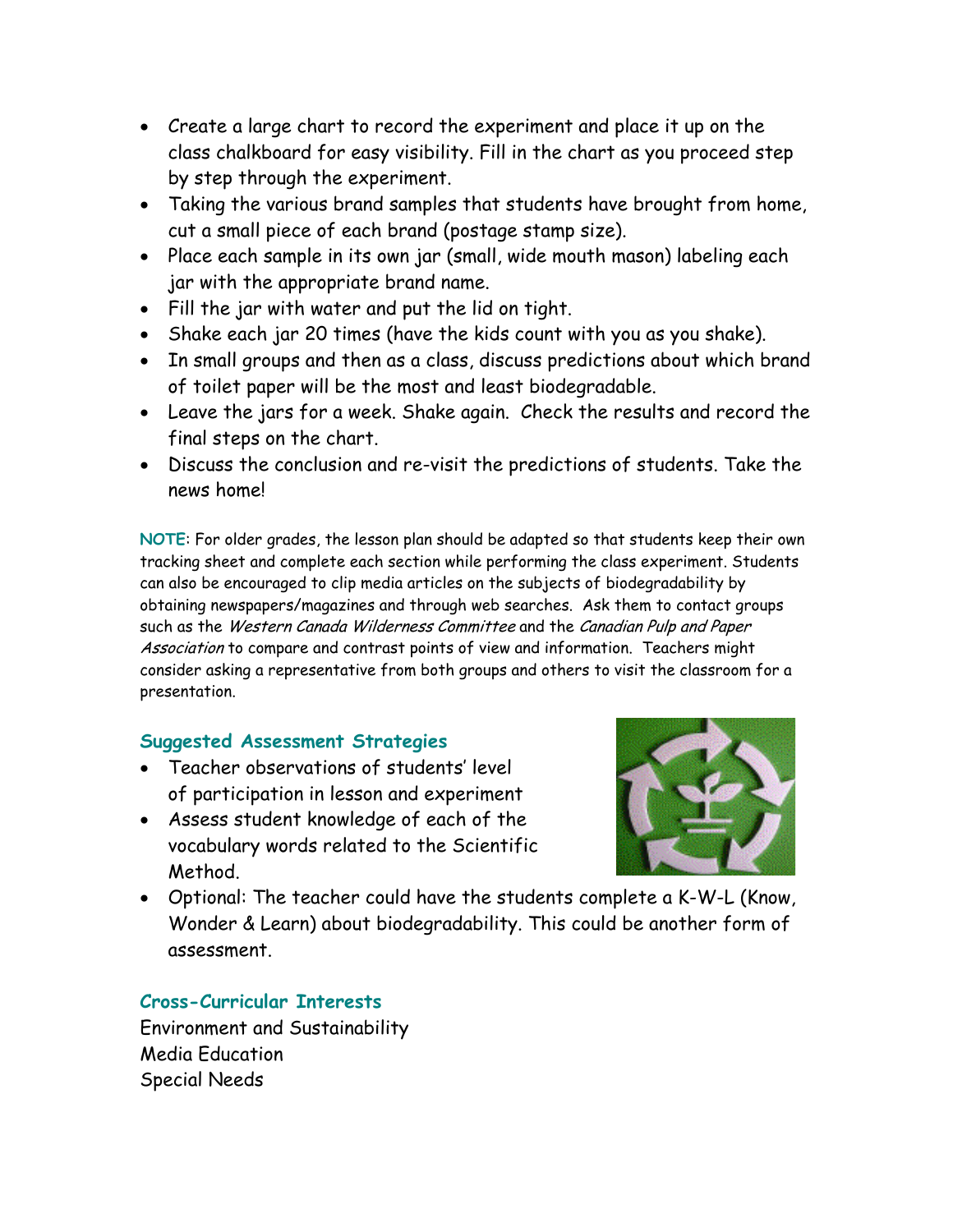- Create a large chart to record the experiment and place it up on the class chalkboard for easy visibility. Fill in the chart as you proceed step by step through the experiment.
- Taking the various brand samples that students have brought from home, cut a small piece of each brand (postage stamp size).
- Place each sample in its own jar (small, wide mouth mason) labeling each jar with the appropriate brand name.
- Fill the jar with water and put the lid on tight.
- Shake each jar 20 times (have the kids count with you as you shake).
- In small groups and then as a class, discuss predictions about which brand of toilet paper will be the most and least biodegradable.
- Leave the jars for a week. Shake again. Check the results and record the final steps on the chart.
- Discuss the conclusion and re-visit the predictions of students. Take the news home!

**NOTE**: For older grades, the lesson plan should be adapted so that students keep their own tracking sheet and complete each section while performing the class experiment. Students can also be encouraged to clip media articles on the subjects of biodegradability by obtaining newspapers/magazines and through web searches. Ask them to contact groups such as the *Western Canada Wilderness Committee* and the *Canadian Pulp and Paper Association* to compare and contrast points of view and information. Teachers might consider asking a representative from both groups and others to visit the classroom for a presentation.

### Suggested Assessment Strategies

- Teacher observations of students' level of participation in lesson and experiment
- Assess student knowledge of each of the vocabulary words related to the Scientific Method.
- Optional: The teacher could have the students complete a K-W-L (Know, Wonder & Learn) about biodegradability. This could be another form of assessment.

### Cross-Curricular Interests

Environment and Sustainability
Media Education
Special Needs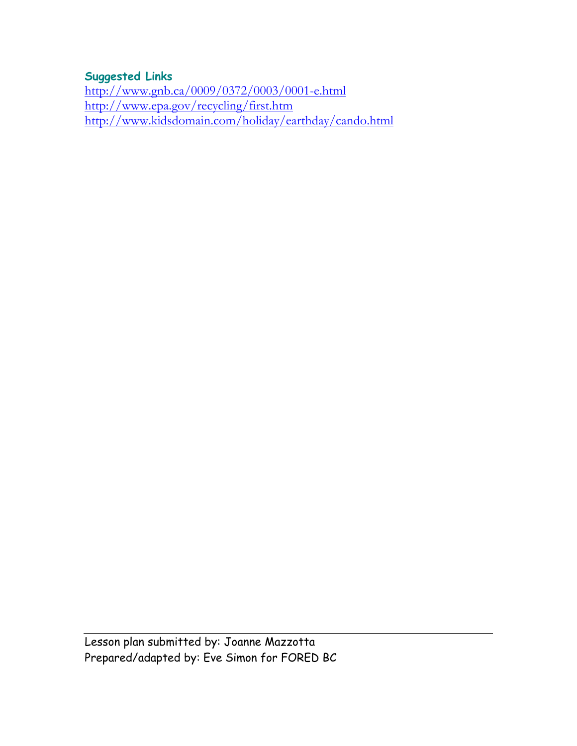### Suggested Links

http://www.gnb.ca/0009/0372/0003/0001-e.html
http://www.epa.gov/recycling/first.htm
http://www.kidsdomain.com/holiday/earthday/cando.html

---

Lesson plan submitted by: Joanne Mazzotta
Prepared/adapted by: Eve Simon for FORED BC